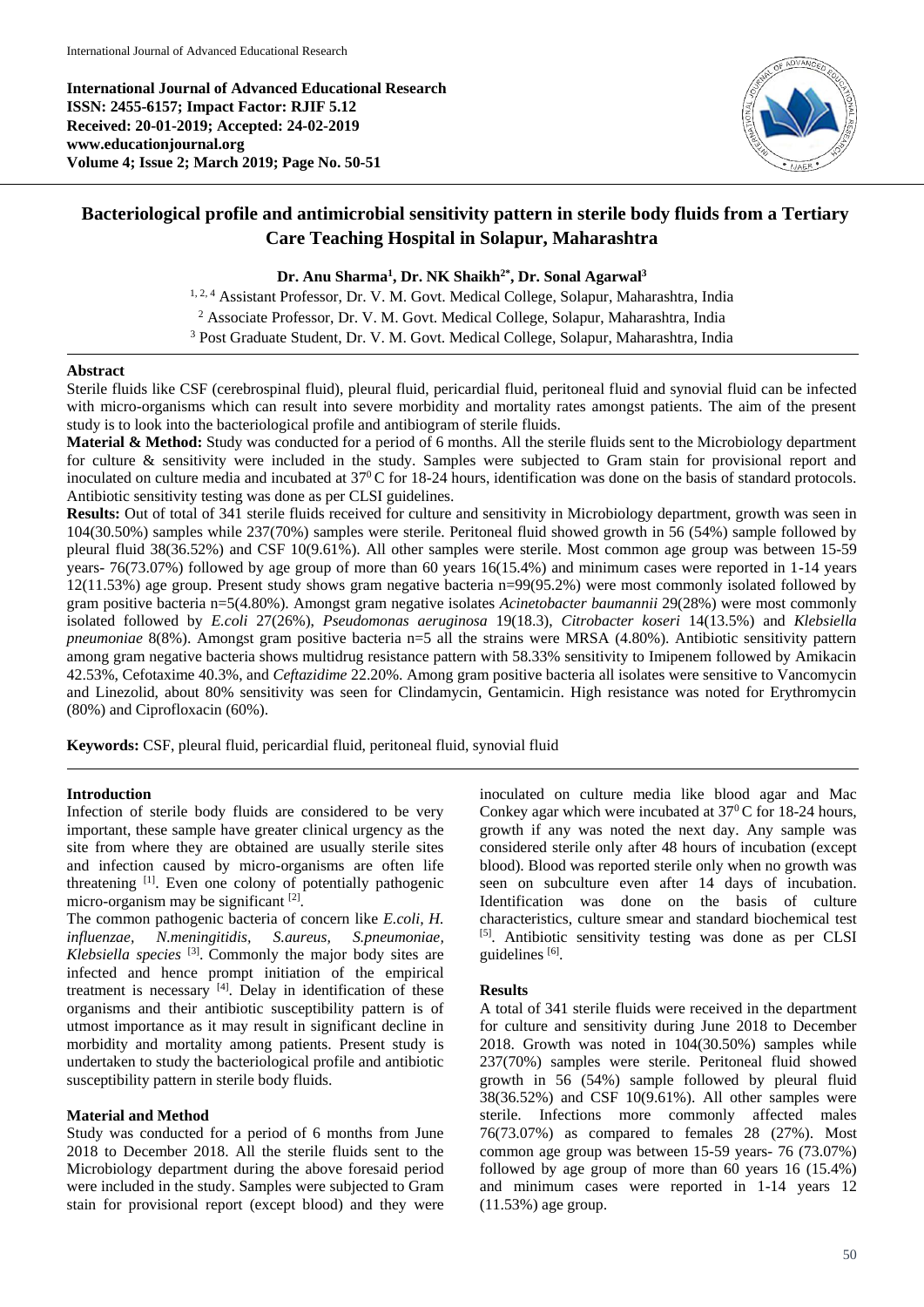**International Journal of Advanced Educational Research**
**ISSN: 2455-6157; Impact Factor: RJIF 5.12**
**Received: 20-01-2019; Accepted: 24-02-2019**
**www.educationjournal.org**
**Volume 4; Issue 2; March 2019; Page No. 50-51**

# Bacteriological profile and antimicrobial sensitivity pattern in sterile body fluids from a Tertiary Care Teaching Hospital in Solapur, Maharashtra

**Dr. Anu Sharma[1], Dr. NK Shaikh[2*], Dr. Sonal Agarwal[3]**

[1, 2, 4] Assistant Professor, Dr. V. M. Govt. Medical College, Solapur, Maharashtra, India
[2] Associate Professor, Dr. V. M. Govt. Medical College, Solapur, Maharashtra, India
[3] Post Graduate Student, Dr. V. M. Govt. Medical College, Solapur, Maharashtra, India

## Abstract

Sterile fluids like CSF (cerebrospinal fluid), pleural fluid, pericardial fluid, peritoneal fluid and synovial fluid can be infected with micro-organisms which can result into severe morbidity and mortality rates amongst patients. The aim of the present study is to look into the bacteriological profile and antibiogram of sterile fluids.

**Material & Method:** Study was conducted for a period of 6 months. All the sterile fluids sent to the Microbiology department for culture & sensitivity were included in the study. Samples were subjected to Gram stain for provisional report and inoculated on culture media and incubated at $37^0$ C for 18-24 hours, identification was done on the basis of standard protocols. Antibiotic sensitivity testing was done as per CLSI guidelines.

**Results:** Out of total of 341 sterile fluids received for culture and sensitivity in Microbiology department, growth was seen in 104(30.50%) samples while 237(70%) samples were sterile. Peritoneal fluid showed growth in 56 (54%) sample followed by pleural fluid 38(36.52%) and CSF 10(9.61%). All other samples were sterile. Most common age group was between 15-59 years- 76(73.07%) followed by age group of more than 60 years 16(15.4%) and minimum cases were reported in 1-14 years 12(11.53%) age group. Present study shows gram negative bacteria n=99(95.2%) were most commonly isolated followed by gram positive bacteria n=5(4.80%). Amongst gram negative isolates *Acinetobacter baumannii* 29(28%) were most commonly isolated followed by *E.coli* 27(26%), *Pseudomonas aeruginosa* 19(18.3), *Citrobacter koseri* 14(13.5%) and *Klebsiella pneumoniae* 8(8%). Amongst gram positive bacteria n=5 all the strains were MRSA (4.80%). Antibiotic sensitivity pattern among gram negative bacteria shows multidrug resistance pattern with 58.33% sensitivity to Imipenem followed by Amikacin 42.53%, Cefotaxime 40.3%, and *Ceftazidime* 22.20%. Among gram positive bacteria all isolates were sensitive to Vancomycin and Linezolid, about 80% sensitivity was seen for Clindamycin, Gentamicin. High resistance was noted for Erythromycin (80%) and Ciprofloxacin (60%).

**Keywords:** CSF, pleural fluid, pericardial fluid, peritoneal fluid, synovial fluid

## Introduction

Infection of sterile body fluids are considered to be very important, these sample have greater clinical urgency as the site from where they are obtained are usually sterile sites and infection caused by micro-organisms are often life threatening [1]. Even one colony of potentially pathogenic micro-organism may be significant [2].

The common pathogenic bacteria of concern like *E.coli, H. influenzae, N.meningitidis, S.aureus, S.pneumoniae, Klebsiella species* [3]. Commonly the major body sites are infected and hence prompt initiation of the empirical treatment is necessary [4]. Delay in identification of these organisms and their antibiotic susceptibility pattern is of utmost importance as it may result in significant decline in morbidity and mortality among patients. Present study is undertaken to study the bacteriological profile and antibiotic susceptibility pattern in sterile body fluids.

## Material and Method

Study was conducted for a period of 6 months from June 2018 to December 2018. All the sterile fluids sent to the Microbiology department during the above foresaid period were included in the study. Samples were subjected to Gram stain for provisional report (except blood) and they were inoculated on culture media like blood agar and Mac Conkey agar which were incubated at $37^0$ C for 18-24 hours, growth if any was noted the next day. Any sample was considered sterile only after 48 hours of incubation (except blood). Blood was reported sterile only when no growth was seen on subculture even after 14 days of incubation. Identification was done on the basis of culture characteristics, culture smear and standard biochemical test [5]. Antibiotic sensitivity testing was done as per CLSI guidelines [6].

## Results

A total of 341 sterile fluids were received in the department for culture and sensitivity during June 2018 to December 2018. Growth was noted in 104(30.50%) samples while 237(70%) samples were sterile. Peritoneal fluid showed growth in 56 (54%) sample followed by pleural fluid 38(36.52%) and CSF 10(9.61%). All other samples were sterile. Infections more commonly affected males 76(73.07%) as compared to females 28 (27%). Most common age group was between 15-59 years- 76 (73.07%) followed by age group of more than 60 years 16 (15.4%) and minimum cases were reported in 1-14 years 12 (11.53%) age group.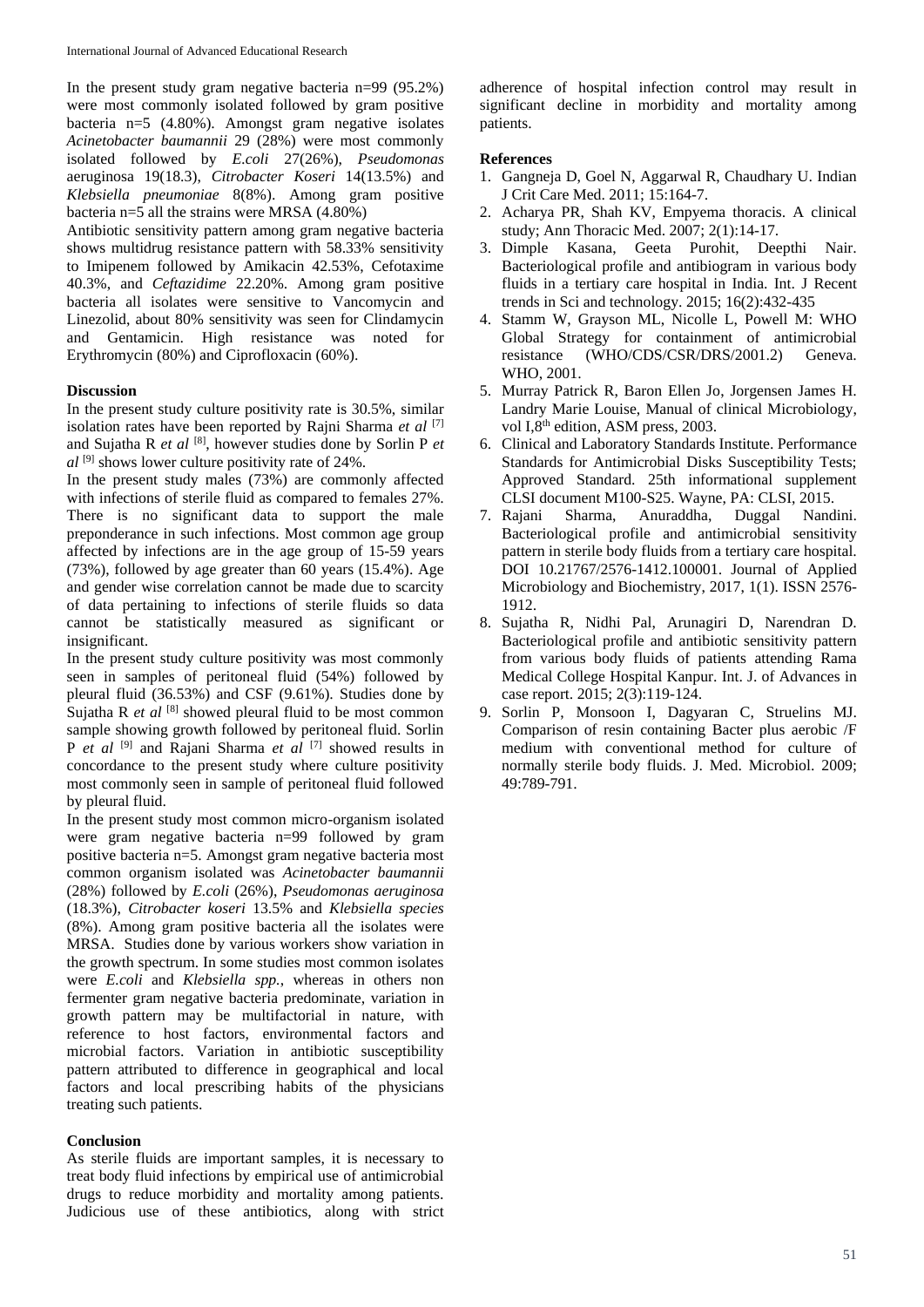In the present study gram negative bacteria n=99 (95.2%) were most commonly isolated followed by gram positive bacteria n=5 (4.80%). Amongst gram negative isolates *Acinetobacter baumannii* 29 (28%) were most commonly isolated followed by *E.coli* 27(26%), *Pseudomonas* aeruginosa 19(18.3), *Citrobacter Koseri* 14(13.5%) and *Klebsiella pneumoniae* 8(8%). Among gram positive bacteria n=5 all the strains were MRSA (4.80%)

Antibiotic sensitivity pattern among gram negative bacteria shows multidrug resistance pattern with 58.33% sensitivity to Imipenem followed by Amikacin 42.53%, Cefotaxime 40.3%, and *Ceftazidime* 22.20%. Among gram positive bacteria all isolates were sensitive to Vancomycin and Linezolid, about 80% sensitivity was seen for Clindamycin and Gentamicin. High resistance was noted for Erythromycin (80%) and Ciprofloxacin (60%).

## Discussion

In the present study culture positivity rate is 30.5%, similar isolation rates have been reported by Rajni Sharma *et al* [7] and Sujatha R *et al* [8], however studies done by Sorlin P *et al* [9] shows lower culture positivity rate of 24%.

In the present study males (73%) are commonly affected with infections of sterile fluid as compared to females 27%. There is no significant data to support the male preponderance in such infections. Most common age group affected by infections are in the age group of 15-59 years (73%), followed by age greater than 60 years (15.4%). Age and gender wise correlation cannot be made due to scarcity of data pertaining to infections of sterile fluids so data cannot be statistically measured as significant or insignificant.

In the present study culture positivity was most commonly seen in samples of peritoneal fluid (54%) followed by pleural fluid (36.53%) and CSF (9.61%). Studies done by Sujatha R *et al* [8] showed pleural fluid to be most common sample showing growth followed by peritoneal fluid. Sorlin P *et al* [9] and Rajani Sharma *et al* [7] showed results in concordance to the present study where culture positivity most commonly seen in sample of peritoneal fluid followed by pleural fluid.

In the present study most common micro-organism isolated were gram negative bacteria n=99 followed by gram positive bacteria n=5. Amongst gram negative bacteria most common organism isolated was *Acinetobacter baumannii* (28%) followed by *E.coli* (26%), *Pseudomonas aeruginosa* (18.3%), *Citrobacter koseri* 13.5% and *Klebsiella species* (8%). Among gram positive bacteria all the isolates were MRSA. Studies done by various workers show variation in the growth spectrum. In some studies most common isolates were *E.coli* and *Klebsiella spp.*, whereas in others non fermenter gram negative bacteria predominate, variation in growth pattern may be multifactorial in nature, with reference to host factors, environmental factors and microbial factors. Variation in antibiotic susceptibility pattern attributed to difference in geographical and local factors and local prescribing habits of the physicians treating such patients.

## Conclusion

As sterile fluids are important samples, it is necessary to treat body fluid infections by empirical use of antimicrobial drugs to reduce morbidity and mortality among patients. Judicious use of these antibiotics, along with strict adherence of hospital infection control may result in significant decline in morbidity and mortality among patients.

## References

1. Gangneja D, Goel N, Aggarwal R, Chaudhary U. Indian J Crit Care Med. 2011; 15:164-7.
2. Acharya PR, Shah KV, Empyema thoracis. A clinical study; Ann Thoracic Med. 2007; 2(1):14-17.
3. Dimple Kasana, Geeta Purohit, Deepthi Nair. Bacteriological profile and antibiogram in various body fluids in a tertiary care hospital in India. Int. J Recent trends in Sci and technology. 2015; 16(2):432-435
4. Stamm W, Grayson ML, Nicolle L, Powell M: WHO Global Strategy for containment of antimicrobial resistance (WHO/CDS/CSR/DRS/2001.2) Geneva. WHO, 2001.
5. Murray Patrick R, Baron Ellen Jo, Jorgensen James H. Landry Marie Louise, Manual of clinical Microbiology, vol I,8th edition, ASM press, 2003.
6. Clinical and Laboratory Standards Institute. Performance Standards for Antimicrobial Disks Susceptibility Tests; Approved Standard. 25th informational supplement CLSI document M100-S25. Wayne, PA: CLSI, 2015.
7. Rajani Sharma, Anuraddha, Duggal Nandini. Bacteriological profile and antimicrobial sensitivity pattern in sterile body fluids from a tertiary care hospital. DOI 10.21767/2576-1412.100001. Journal of Applied Microbiology and Biochemistry, 2017, 1(1). ISSN 2576-1912.
8. Sujatha R, Nidhi Pal, Arunagiri D, Narendran D. Bacteriological profile and antibiotic sensitivity pattern from various body fluids of patients attending Rama Medical College Hospital Kanpur. Int. J. of Advances in case report. 2015; 2(3):119-124.
9. Sorlin P, Monsoon I, Dagyaran C, Struelins MJ. Comparison of resin containing Bacter plus aerobic /F medium with conventional method for culture of normally sterile body fluids. J. Med. Microbiol. 2009; 49:789-791.